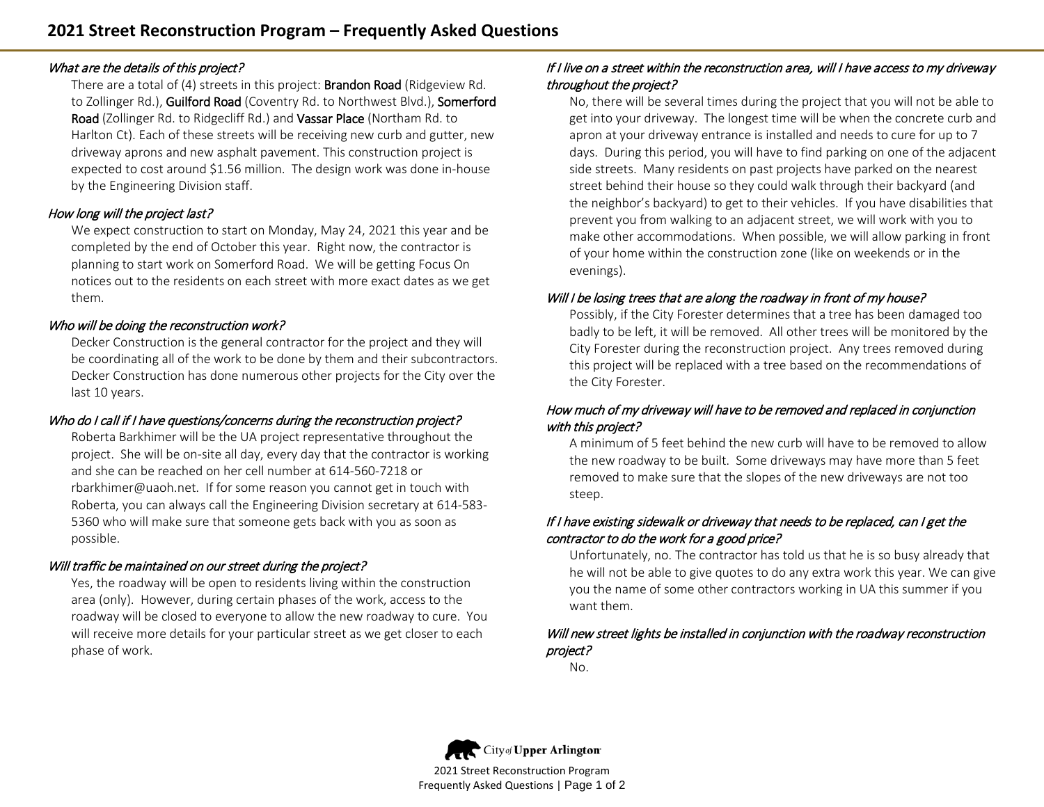# 2021 Street Reconstruction Program – Frequently Asked Questions

*What are the details of this project?*

There are a total of (4) streets in this project: Brandon Road (Ridgeview Rd. to Zollinger Rd.), Guilford Road (Coventry Rd. to Northwest Blvd.), Somerford Road (Zollinger Rd. to Ridgecliff Rd.) and Vassar Place (Northam Rd. to Harlton Ct). Each of these streets will be receiving new curb and gutter, new driveway aprons and new asphalt pavement. This construction project is expected to cost around $1.56 million. The design work was done in-house by the Engineering Division staff.

*How long will the project last?*

We expect construction to start on Monday, May 24, 2021 this year and be completed by the end of October this year. Right now, the contractor is planning to start work on Somerford Road. We will be getting Focus On notices out to the residents on each street with more exact dates as we get them.

*Who will be doing the reconstruction work?*

Decker Construction is the general contractor for the project and they will be coordinating all of the work to be done by them and their subcontractors. Decker Construction has done numerous other projects for the City over the last 10 years.

*Who do I call if I have questions/concerns during the reconstruction project?*

Roberta Barkhimer will be the UA project representative throughout the project. She will be on-site all day, every day that the contractor is working and she can be reached on her cell number at 614-560-7218 or rbarkhimer@uaoh.net. If for some reason you cannot get in touch with Roberta, you can always call the Engineering Division secretary at 614-583-5360 who will make sure that someone gets back with you as soon as possible.

*Will traffic be maintained on our street during the project?*

Yes, the roadway will be open to residents living within the construction area (only). However, during certain phases of the work, access to the roadway will be closed to everyone to allow the new roadway to cure. You will receive more details for your particular street as we get closer to each phase of work.

*If I live on a street within the reconstruction area, will I have access to my driveway throughout the project?*

No, there will be several times during the project that you will not be able to get into your driveway. The longest time will be when the concrete curb and apron at your driveway entrance is installed and needs to cure for up to 7 days. During this period, you will have to find parking on one of the adjacent side streets. Many residents on past projects have parked on the nearest street behind their house so they could walk through their backyard (and the neighbor's backyard) to get to their vehicles. If you have disabilities that prevent you from walking to an adjacent street, we will work with you to make other accommodations. When possible, we will allow parking in front of your home within the construction zone (like on weekends or in the evenings).

*Will I be losing trees that are along the roadway in front of my house?*

Possibly, if the City Forester determines that a tree has been damaged too badly to be left, it will be removed. All other trees will be monitored by the City Forester during the reconstruction project. Any trees removed during this project will be replaced with a tree based on the recommendations of the City Forester.

*How much of my driveway will have to be removed and replaced in conjunction with this project?*

A minimum of 5 feet behind the new curb will have to be removed to allow the new roadway to be built. Some driveways may have more than 5 feet removed to make sure that the slopes of the new driveways are not too steep.

*If I have existing sidewalk or driveway that needs to be replaced, can I get the contractor to do the work for a good price?*

Unfortunately, no. The contractor has told us that he is so busy already that he will not be able to give quotes to do any extra work this year. We can give you the name of some other contractors working in UA this summer if you want them.

*Will new street lights be installed in conjunction with the roadway reconstruction project?*

No.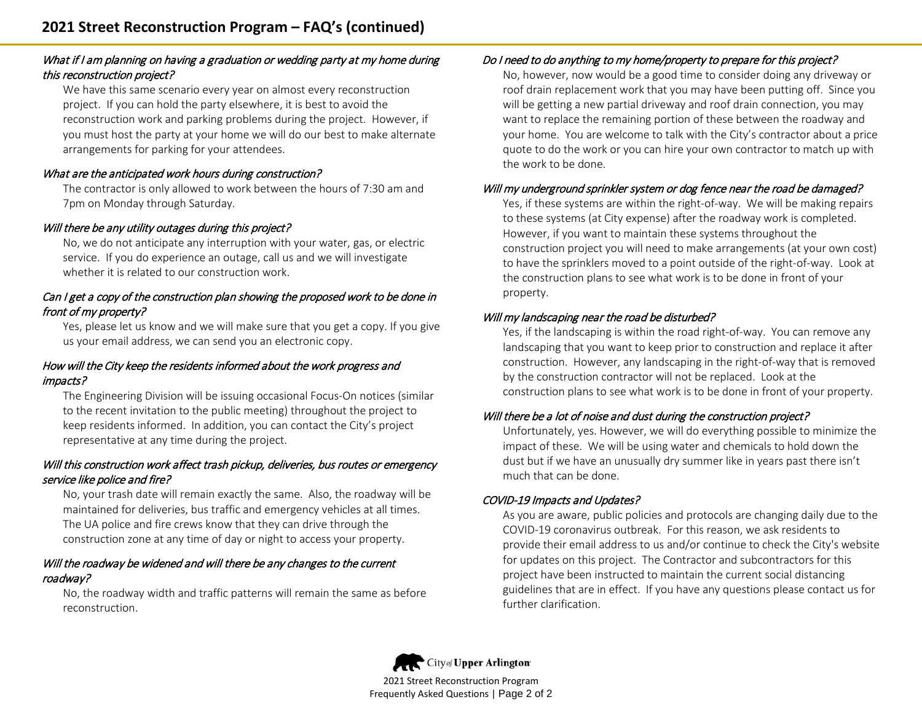# 2021 Street Reconstruction Program – FAQ's (continued)

*What if I am planning on having a graduation or wedding party at my home during this reconstruction project?*

We have this same scenario every year on almost every reconstruction project. If you can hold the party elsewhere, it is best to avoid the reconstruction work and parking problems during the project. However, if you must host the party at your home we will do our best to make alternate arrangements for parking for your attendees.

*What are the anticipated work hours during construction?*

The contractor is only allowed to work between the hours of 7:30 am and 7pm on Monday through Saturday.

*Will there be any utility outages during this project?*

No, we do not anticipate any interruption with your water, gas, or electric service. If you do experience an outage, call us and we will investigate whether it is related to our construction work.

*Can I get a copy of the construction plan showing the proposed work to be done in front of my property?*

Yes, please let us know and we will make sure that you get a copy. If you give us your email address, we can send you an electronic copy.

*How will the City keep the residents informed about the work progress and impacts?*

The Engineering Division will be issuing occasional Focus-On notices (similar to the recent invitation to the public meeting) throughout the project to keep residents informed. In addition, you can contact the City's project representative at any time during the project.

*Will this construction work affect trash pickup, deliveries, bus routes or emergency service like police and fire?*

No, your trash date will remain exactly the same. Also, the roadway will be maintained for deliveries, bus traffic and emergency vehicles at all times. The UA police and fire crews know that they can drive through the construction zone at any time of day or night to access your property.

*Will the roadway be widened and will there be any changes to the current roadway?*

No, the roadway width and traffic patterns will remain the same as before reconstruction.

*Do I need to do anything to my home/property to prepare for this project?*

No, however, now would be a good time to consider doing any driveway or roof drain replacement work that you may have been putting off. Since you will be getting a new partial driveway and roof drain connection, you may want to replace the remaining portion of these between the roadway and your home. You are welcome to talk with the City's contractor about a price quote to do the work or you can hire your own contractor to match up with the work to be done.

*Will my underground sprinkler system or dog fence near the road be damaged?*

Yes, if these systems are within the right-of-way. We will be making repairs to these systems (at City expense) after the roadway work is completed. However, if you want to maintain these systems throughout the construction project you will need to make arrangements (at your own cost) to have the sprinklers moved to a point outside of the right-of-way. Look at the construction plans to see what work is to be done in front of your property.

*Will my landscaping near the road be disturbed?*

Yes, if the landscaping is within the road right-of-way. You can remove any landscaping that you want to keep prior to construction and replace it after construction. However, any landscaping in the right-of-way that is removed by the construction contractor will not be replaced. Look at the construction plans to see what work is to be done in front of your property.

*Will there be a lot of noise and dust during the construction project?*

Unfortunately, yes. However, we will do everything possible to minimize the impact of these. We will be using water and chemicals to hold down the dust but if we have an unusually dry summer like in years past there isn't much that can be done.

*COVID-19 Impacts and Updates?*

As you are aware, public policies and protocols are changing daily due to the COVID-19 coronavirus outbreak. For this reason, we ask residents to provide their email address to us and/or continue to check the City's website for updates on this project. The Contractor and subcontractors for this project have been instructed to maintain the current social distancing guidelines that are in effect. If you have any questions please contact us for further clarification.

City of Upper Arlington